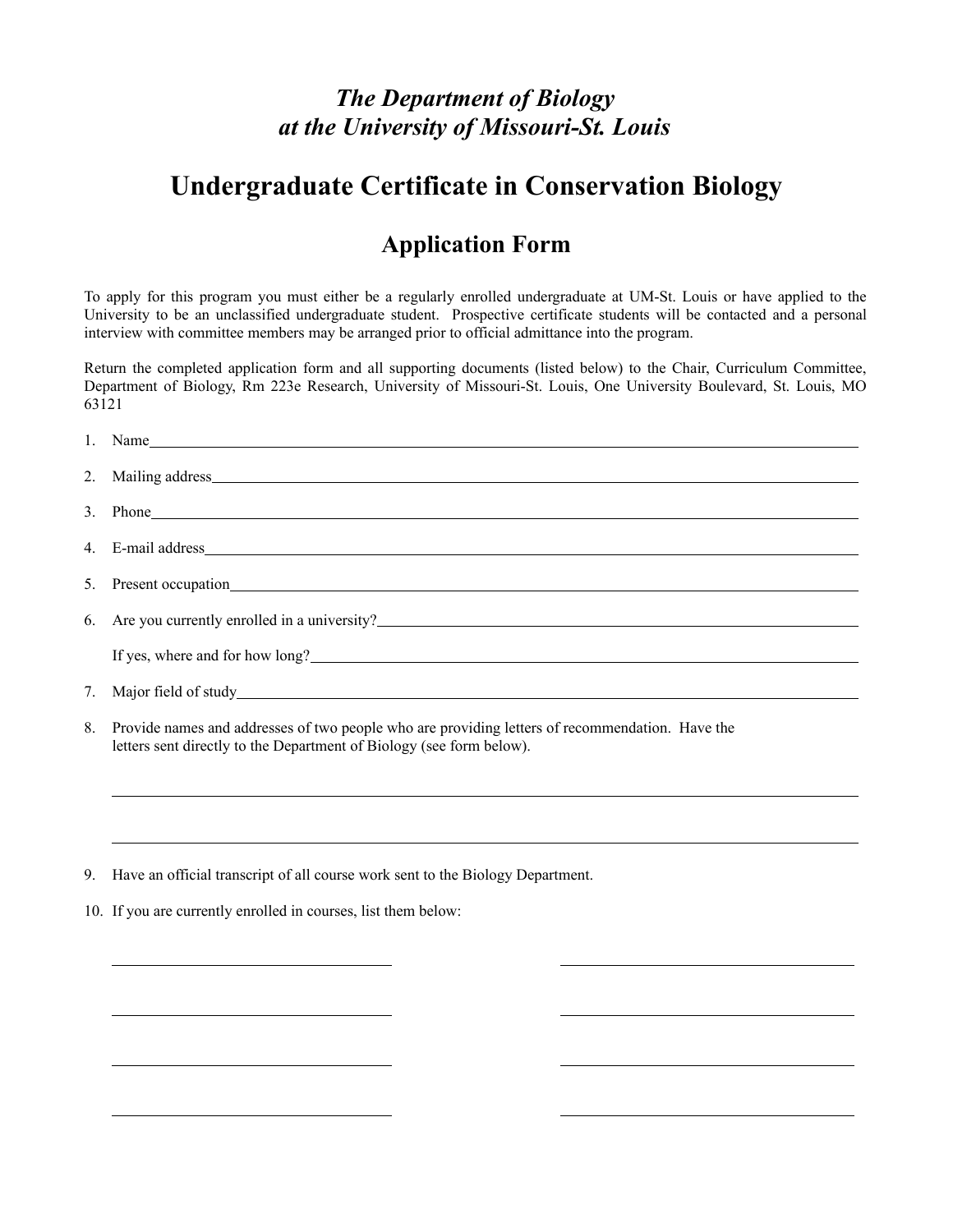*The Department of Biology*
*at the University of Missouri-St. Louis*

# Undergraduate Certificate in Conservation Biology

## Application Form

To apply for this program you must either be a regularly enrolled undergraduate at UM-St. Louis or have applied to the University to be an unclassified undergraduate student. Prospective certificate students will be contacted and a personal interview with committee members may be arranged prior to official admittance into the program.

Return the completed application form and all supporting documents (listed below) to the Chair, Curriculum Committee, Department of Biology, Rm 223e Research, University of Missouri-St. Louis, One University Boulevard, St. Louis, MO 63121

1. Name\_\_\_\_\_\_\_\_\_\_\_\_\_\_\_\_\_\_\_\_\_\_\_\_\_\_\_\_\_\_\_\_\_\_\_\_\_\_\_\_

2. Mailing address\_\_\_\_\_\_\_\_\_\_\_\_\_\_\_\_\_\_\_\_\_\_\_\_\_\_\_\_\_\_\_\_\_\_\_\_\_\_\_\_

3. Phone\_\_\_\_\_\_\_\_\_\_\_\_\_\_\_\_\_\_\_\_\_\_\_\_\_\_\_\_\_\_\_\_\_\_\_\_\_\_\_\_

4. E-mail address\_\_\_\_\_\_\_\_\_\_\_\_\_\_\_\_\_\_\_\_\_\_\_\_\_\_\_\_\_\_\_\_\_\_\_\_\_\_\_\_

5. Present occupation\_\_\_\_\_\_\_\_\_\_\_\_\_\_\_\_\_\_\_\_\_\_\_\_\_\_\_\_\_\_\_\_\_\_\_\_\_\_\_\_

6. Are you currently enrolled in a university?\_\_\_\_\_\_\_\_\_\_\_\_\_\_\_\_\_\_\_\_\_\_\_\_\_\_\_\_\_\_\_\_\_\_\_\_\_\_\_\_

   If yes, where and for how long?\_\_\_\_\_\_\_\_\_\_\_\_\_\_\_\_\_\_\_\_\_\_\_\_\_\_\_\_\_\_\_\_\_\_\_\_\_\_\_\_

7. Major field of study\_\_\_\_\_\_\_\_\_\_\_\_\_\_\_\_\_\_\_\_\_\_\_\_\_\_\_\_\_\_\_\_\_\_\_\_\_\_\_\_

8. Provide names and addresses of two people who are providing letters of recommendation. Have the letters sent directly to the Department of Biology (see form below).

   \_\_\_\_\_\_\_\_\_\_\_\_\_\_\_\_\_\_\_\_\_\_\_\_\_\_\_\_\_\_\_\_\_\_\_\_\_\_\_\_

   \_\_\_\_\_\_\_\_\_\_\_\_\_\_\_\_\_\_\_\_\_\_\_\_\_\_\_\_\_\_\_\_\_\_\_\_\_\_\_\_

9. Have an official transcript of all course work sent to the Biology Department.

10. If you are currently enrolled in courses, list them below:

    \_\_\_\_\_\_\_\_\_\_\_\_\_\_\_\_\_\_\_\_ \_\_\_\_\_\_\_\_\_\_\_\_\_\_\_\_\_\_\_\_

    \_\_\_\_\_\_\_\_\_\_\_\_\_\_\_\_\_\_\_\_ \_\_\_\_\_\_\_\_\_\_\_\_\_\_\_\_\_\_\_\_

    \_\_\_\_\_\_\_\_\_\_\_\_\_\_\_\_\_\_\_\_ \_\_\_\_\_\_\_\_\_\_\_\_\_\_\_\_\_\_\_\_

    \_\_\_\_\_\_\_\_\_\_\_\_\_\_\_\_\_\_\_\_ \_\_\_\_\_\_\_\_\_\_\_\_\_\_\_\_\_\_\_\_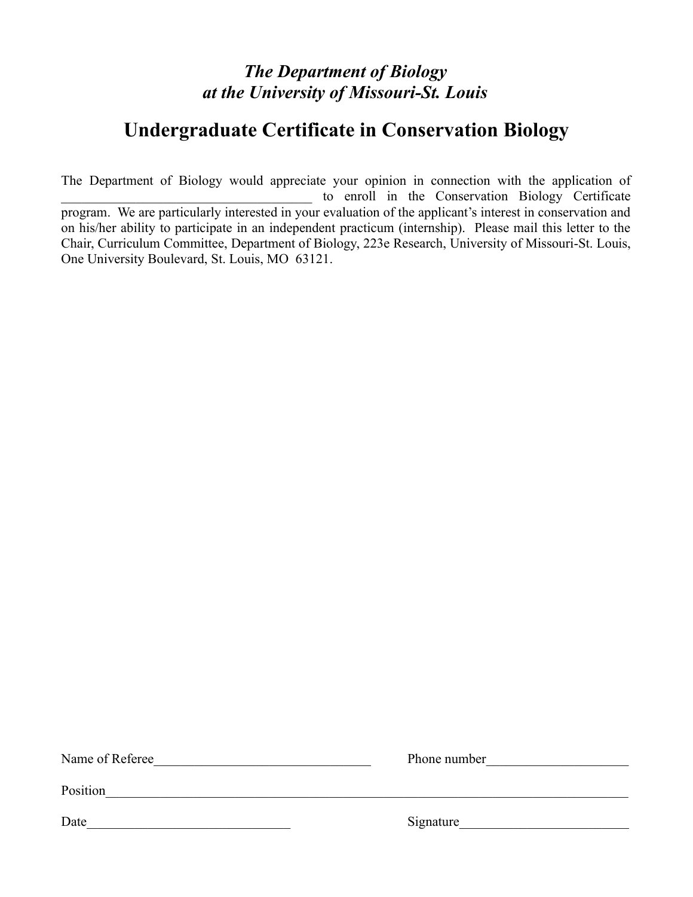*The Department of Biology*
*at the University of Missouri-St. Louis*

# Undergraduate Certificate in Conservation Biology

The Department of Biology would appreciate your opinion in connection with the application of ______________________________________ to enroll in the Conservation Biology Certificate program. We are particularly interested in your evaluation of the applicant's interest in conservation and on his/her ability to participate in an independent practicum (internship). Please mail this letter to the Chair, Curriculum Committee, Department of Biology, 223e Research, University of Missouri-St. Louis, One University Boulevard, St. Louis, MO 63121.

Name of Referee________________________________ Phone number_____________________

Position______________________________________________________________________________

Date______________________________ Signature_________________________